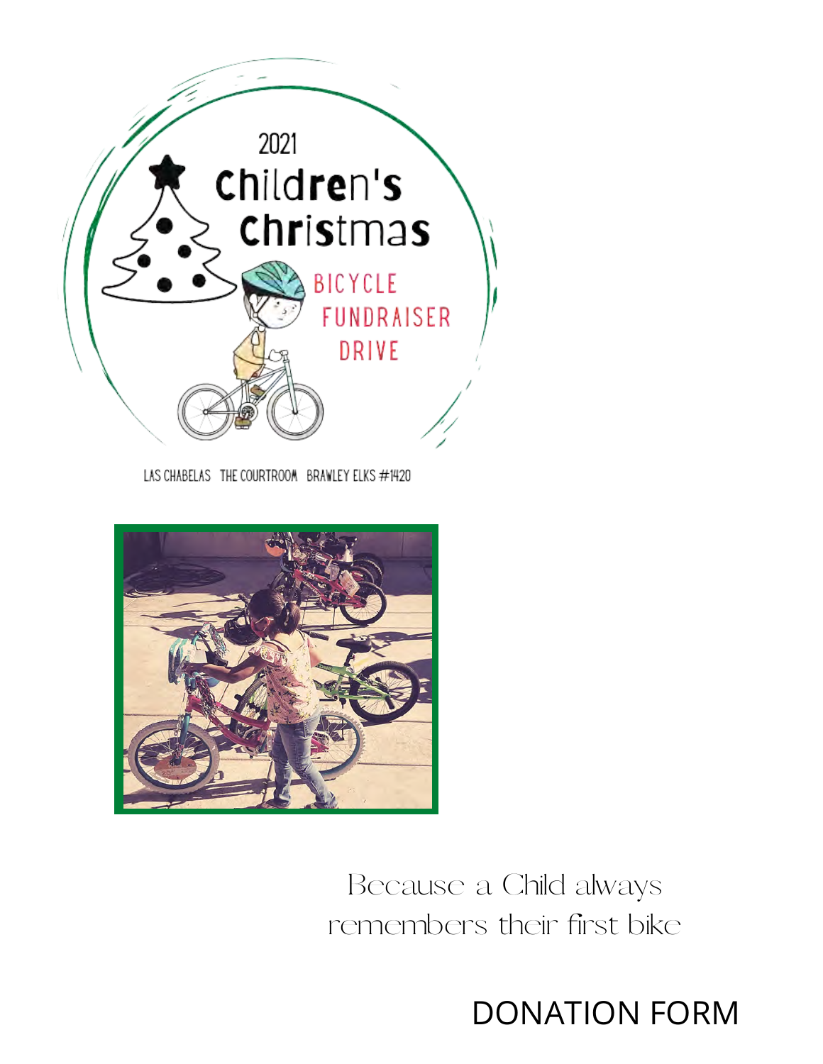# 2021 Children's Christmas

## BICYCLE FUNDRAISER DRIVE

LAS CHABELAS THE COURTROOM BRAWLEY ELKS #1420

Because a Child always remembers their first bike

# DONATION FORM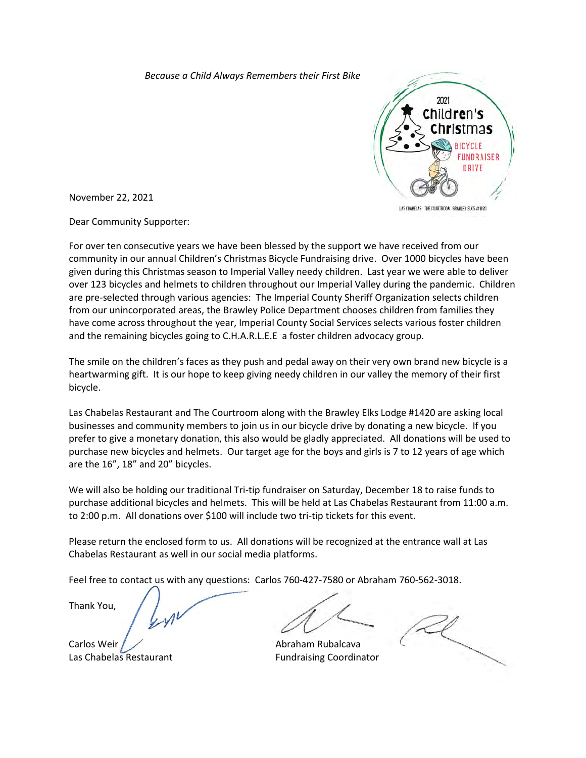*Because a Child Always Remembers their First Bike*

2021 Children's Christmas BICYCLE FUNDRAISER DRIVE

LAS CHABELAS THE COURTROOM BRAWLEY ELKS #1420

November 22, 2021

Dear Community Supporter:

For over ten consecutive years we have been blessed by the support we have received from our community in our annual Children's Christmas Bicycle Fundraising drive. Over 1000 bicycles have been given during this Christmas season to Imperial Valley needy children. Last year we were able to deliver over 123 bicycles and helmets to children throughout our Imperial Valley during the pandemic. Children are pre-selected through various agencies: The Imperial County Sheriff Organization selects children from our unincorporated areas, the Brawley Police Department chooses children from families they have come across throughout the year, Imperial County Social Services selects various foster children and the remaining bicycles going to C.H.A.R.L.E.E a foster children advocacy group.

The smile on the children's faces as they push and pedal away on their very own brand new bicycle is a heartwarming gift. It is our hope to keep giving needy children in our valley the memory of their first bicycle.

Las Chabelas Restaurant and The Courtroom along with the Brawley Elks Lodge #1420 are asking local businesses and community members to join us in our bicycle drive by donating a new bicycle. If you prefer to give a monetary donation, this also would be gladly appreciated. All donations will be used to purchase new bicycles and helmets. Our target age for the boys and girls is 7 to 12 years of age which are the 16", 18" and 20" bicycles.

We will also be holding our traditional Tri-tip fundraiser on Saturday, December 18 to raise funds to purchase additional bicycles and helmets. This will be held at Las Chabelas Restaurant from 11:00 a.m. to 2:00 p.m. All donations over $100 will include two tri-tip tickets for this event.

Please return the enclosed form to us. All donations will be recognized at the entrance wall at Las Chabelas Restaurant as well in our social media platforms.

Feel free to contact us with any questions: Carlos 760-427-7580 or Abraham 760-562-3018.

Thank You,

Carlos Weir
Las Chabelas Restaurant

Abraham Rubalcava
Fundraising Coordinator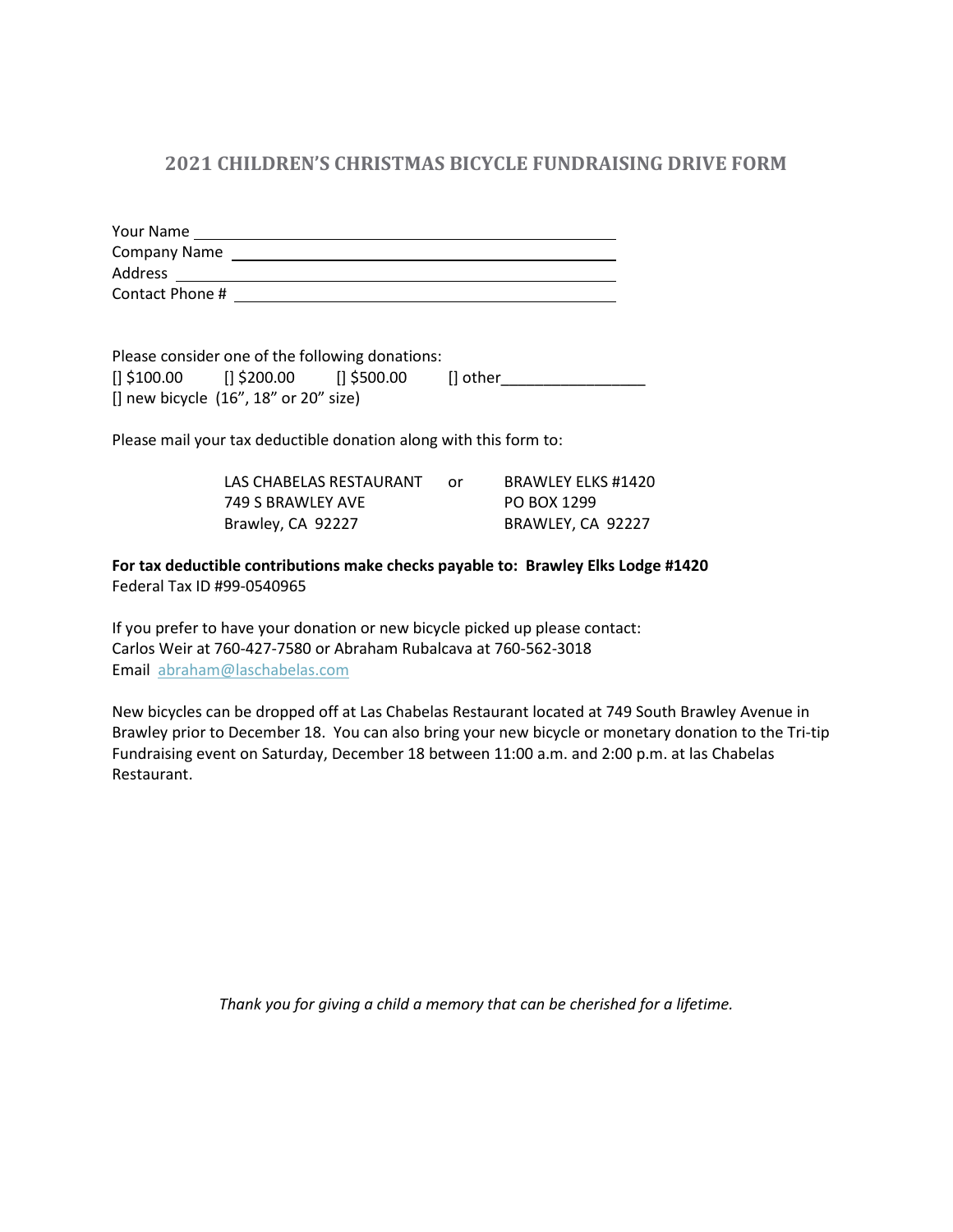## 2021 CHILDREN'S CHRISTMAS BICYCLE FUNDRAISING DRIVE FORM

Your Name \_\_\_\_\_\_\_\_\_\_\_\_\_\_\_\_\_\_\_\_\_\_\_\_\_\_\_\_\_\_\_\_\_\_\_\_\_\_\_\_\_\_

Company Name \_\_\_\_\_\_\_\_\_\_\_\_\_\_\_\_\_\_\_\_\_\_\_\_\_\_\_\_\_\_\_\_\_\_\_\_\_\_

Address \_\_\_\_\_\_\_\_\_\_\_\_\_\_\_\_\_\_\_\_\_\_\_\_\_\_\_\_\_\_\_\_\_\_\_\_\_\_\_\_\_\_\_\_

Contact Phone # \_\_\_\_\_\_\_\_\_\_\_\_\_\_\_\_\_\_\_\_\_\_\_\_\_\_\_\_\_\_\_\_\_\_\_\_\_

Please consider one of the following donations:

[] $100.00 [] $200.00 [] $500.00 [] other_________________

[] new bicycle (16", 18" or 20" size)

Please mail your tax deductible donation along with this form to:

| | | |
|---|---|---|
| LAS CHABELAS RESTAURANT | or | BRAWLEY ELKS #1420 |
| 749 S BRAWLEY AVE | | PO BOX 1299 |
| Brawley, CA 92227 | | BRAWLEY, CA 92227 |

**For tax deductible contributions make checks payable to: Brawley Elks Lodge #1420**
Federal Tax ID #99-0540965

If you prefer to have your donation or new bicycle picked up please contact:
Carlos Weir at 760-427-7580 or Abraham Rubalcava at 760-562-3018
Email abraham@laschabelas.com

New bicycles can be dropped off at Las Chabelas Restaurant located at 749 South Brawley Avenue in Brawley prior to December 18. You can also bring your new bicycle or monetary donation to the Tri-tip Fundraising event on Saturday, December 18 between 11:00 a.m. and 2:00 p.m. at las Chabelas Restaurant.

*Thank you for giving a child a memory that can be cherished for a lifetime.*